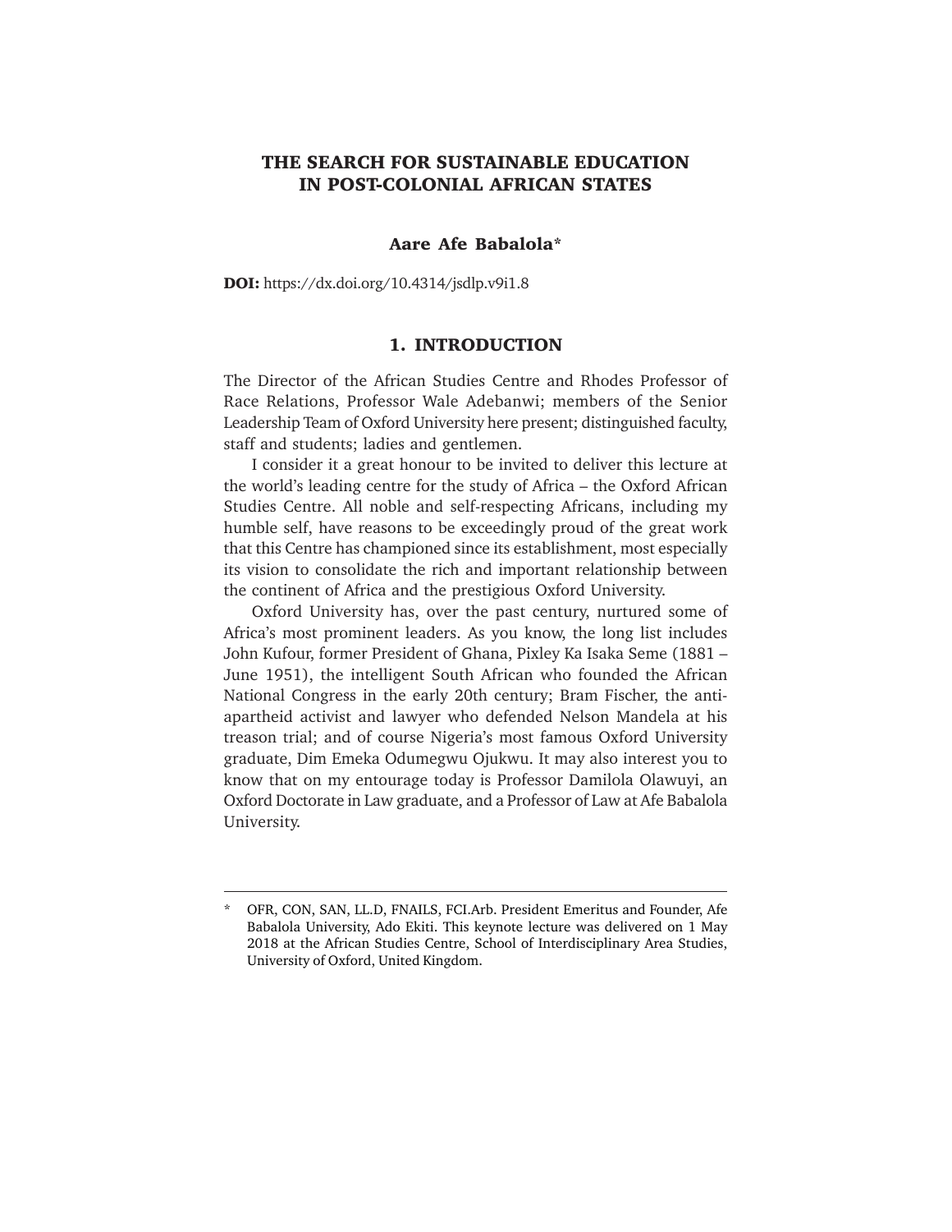# THE SEARCH FOR SUSTAINABLE EDUCATION IN POST-COLONIAL AFRICAN STATES

**Aare Afe Babalola***

**DOI:** https://dx.doi.org/10.4314/jsdlp.v9i1.8

## 1. INTRODUCTION

The Director of the African Studies Centre and Rhodes Professor of Race Relations, Professor Wale Adebanwi; members of the Senior Leadership Team of Oxford University here present; distinguished faculty, staff and students; ladies and gentlemen.

I consider it a great honour to be invited to deliver this lecture at the world's leading centre for the study of Africa – the Oxford African Studies Centre. All noble and self-respecting Africans, including my humble self, have reasons to be exceedingly proud of the great work that this Centre has championed since its establishment, most especially its vision to consolidate the rich and important relationship between the continent of Africa and the prestigious Oxford University.

Oxford University has, over the past century, nurtured some of Africa's most prominent leaders. As you know, the long list includes John Kufour, former President of Ghana, Pixley Ka Isaka Seme (1881 – June 1951), the intelligent South African who founded the African National Congress in the early 20th century; Bram Fischer, the anti-apartheid activist and lawyer who defended Nelson Mandela at his treason trial; and of course Nigeria's most famous Oxford University graduate, Dim Emeka Odumegwu Ojukwu. It may also interest you to know that on my entourage today is Professor Damilola Olawuyi, an Oxford Doctorate in Law graduate, and a Professor of Law at Afe Babalola University.

---

\* OFR, CON, SAN, LL.D, FNAILS, FCI.Arb. President Emeritus and Founder, Afe Babalola University, Ado Ekiti. This keynote lecture was delivered on 1 May 2018 at the African Studies Centre, School of Interdisciplinary Area Studies, University of Oxford, United Kingdom.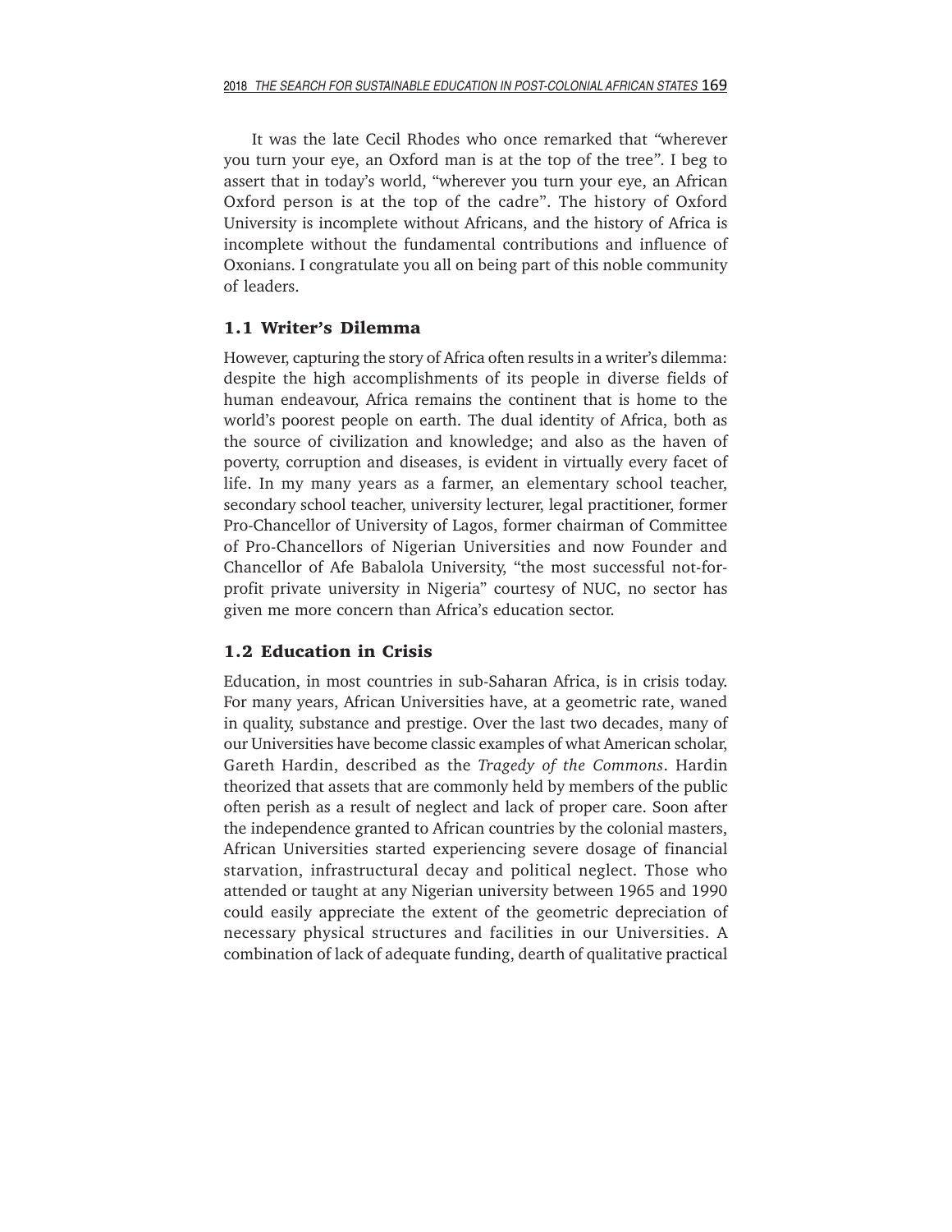It was the late Cecil Rhodes who once remarked that "wherever you turn your eye, an Oxford man is at the top of the tree". I beg to assert that in today's world, "wherever you turn your eye, an African Oxford person is at the top of the cadre". The history of Oxford University is incomplete without Africans, and the history of Africa is incomplete without the fundamental contributions and influence of Oxonians. I congratulate you all on being part of this noble community of leaders.

## 1.1 Writer's Dilemma

However, capturing the story of Africa often results in a writer's dilemma: despite the high accomplishments of its people in diverse fields of human endeavour, Africa remains the continent that is home to the world's poorest people on earth. The dual identity of Africa, both as the source of civilization and knowledge; and also as the haven of poverty, corruption and diseases, is evident in virtually every facet of life. In my many years as a farmer, an elementary school teacher, secondary school teacher, university lecturer, legal practitioner, former Pro-Chancellor of University of Lagos, former chairman of Committee of Pro-Chancellors of Nigerian Universities and now Founder and Chancellor of Afe Babalola University, "the most successful not-for-profit private university in Nigeria" courtesy of NUC, no sector has given me more concern than Africa's education sector.

## 1.2 Education in Crisis

Education, in most countries in sub-Saharan Africa, is in crisis today. For many years, African Universities have, at a geometric rate, waned in quality, substance and prestige. Over the last two decades, many of our Universities have become classic examples of what American scholar, Gareth Hardin, described as the *Tragedy of the Commons*. Hardin theorized that assets that are commonly held by members of the public often perish as a result of neglect and lack of proper care. Soon after the independence granted to African countries by the colonial masters, African Universities started experiencing severe dosage of financial starvation, infrastructural decay and political neglect. Those who attended or taught at any Nigerian university between 1965 and 1990 could easily appreciate the extent of the geometric depreciation of necessary physical structures and facilities in our Universities. A combination of lack of adequate funding, dearth of qualitative practical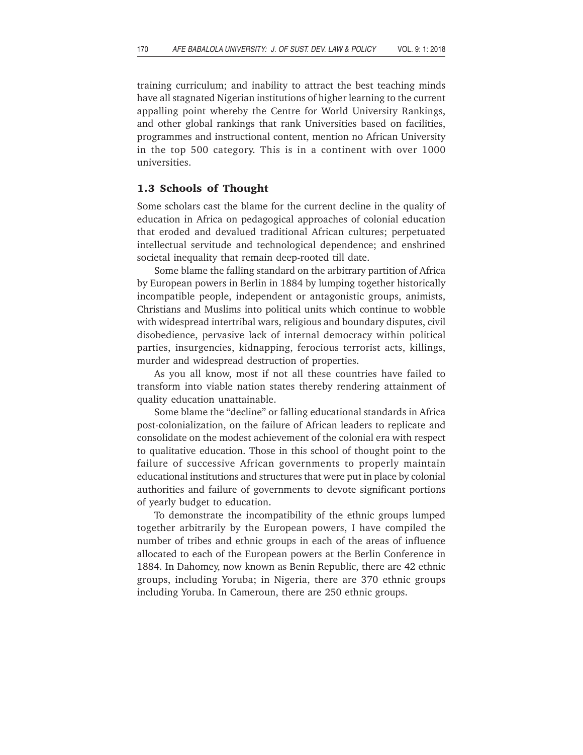training curriculum; and inability to attract the best teaching minds have all stagnated Nigerian institutions of higher learning to the current appalling point whereby the Centre for World University Rankings, and other global rankings that rank Universities based on facilities, programmes and instructional content, mention no African University in the top 500 category. This is in a continent with over 1000 universities.

## 1.3 Schools of Thought

Some scholars cast the blame for the current decline in the quality of education in Africa on pedagogical approaches of colonial education that eroded and devalued traditional African cultures; perpetuated intellectual servitude and technological dependence; and enshrined societal inequality that remain deep-rooted till date.

Some blame the falling standard on the arbitrary partition of Africa by European powers in Berlin in 1884 by lumping together historically incompatible people, independent or antagonistic groups, animists, Christians and Muslims into political units which continue to wobble with widespread intertribal wars, religious and boundary disputes, civil disobedience, pervasive lack of internal democracy within political parties, insurgencies, kidnapping, ferocious terrorist acts, killings, murder and widespread destruction of properties.

As you all know, most if not all these countries have failed to transform into viable nation states thereby rendering attainment of quality education unattainable.

Some blame the "decline" or falling educational standards in Africa post-colonialization, on the failure of African leaders to replicate and consolidate on the modest achievement of the colonial era with respect to qualitative education. Those in this school of thought point to the failure of successive African governments to properly maintain educational institutions and structures that were put in place by colonial authorities and failure of governments to devote significant portions of yearly budget to education.

To demonstrate the incompatibility of the ethnic groups lumped together arbitrarily by the European powers, I have compiled the number of tribes and ethnic groups in each of the areas of influence allocated to each of the European powers at the Berlin Conference in 1884. In Dahomey, now known as Benin Republic, there are 42 ethnic groups, including Yoruba; in Nigeria, there are 370 ethnic groups including Yoruba. In Cameroun, there are 250 ethnic groups.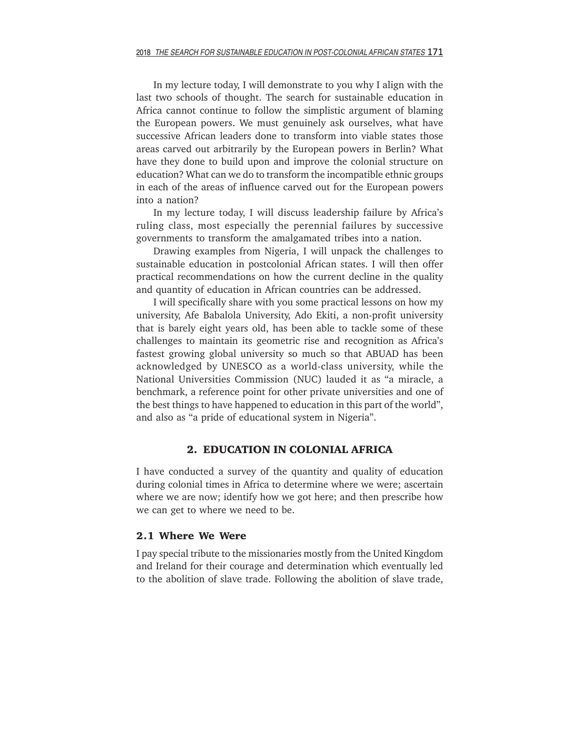In my lecture today, I will demonstrate to you why I align with the last two schools of thought. The search for sustainable education in Africa cannot continue to follow the simplistic argument of blaming the European powers. We must genuinely ask ourselves, what have successive African leaders done to transform into viable states those areas carved out arbitrarily by the European powers in Berlin? What have they done to build upon and improve the colonial structure on education? What can we do to transform the incompatible ethnic groups in each of the areas of influence carved out for the European powers into a nation?

In my lecture today, I will discuss leadership failure by Africa's ruling class, most especially the perennial failures by successive governments to transform the amalgamated tribes into a nation.

Drawing examples from Nigeria, I will unpack the challenges to sustainable education in postcolonial African states. I will then offer practical recommendations on how the current decline in the quality and quantity of education in African countries can be addressed.

I will specifically share with you some practical lessons on how my university, Afe Babalola University, Ado Ekiti, a non-profit university that is barely eight years old, has been able to tackle some of these challenges to maintain its geometric rise and recognition as Africa's fastest growing global university so much so that ABUAD has been acknowledged by UNESCO as a world-class university, while the National Universities Commission (NUC) lauded it as "a miracle, a benchmark, a reference point for other private universities and one of the best things to have happened to education in this part of the world", and also as "a pride of educational system in Nigeria".

## 2. EDUCATION IN COLONIAL AFRICA

I have conducted a survey of the quantity and quality of education during colonial times in Africa to determine where we were; ascertain where we are now; identify how we got here; and then prescribe how we can get to where we need to be.

### 2.1 Where We Were

I pay special tribute to the missionaries mostly from the United Kingdom and Ireland for their courage and determination which eventually led to the abolition of slave trade. Following the abolition of slave trade,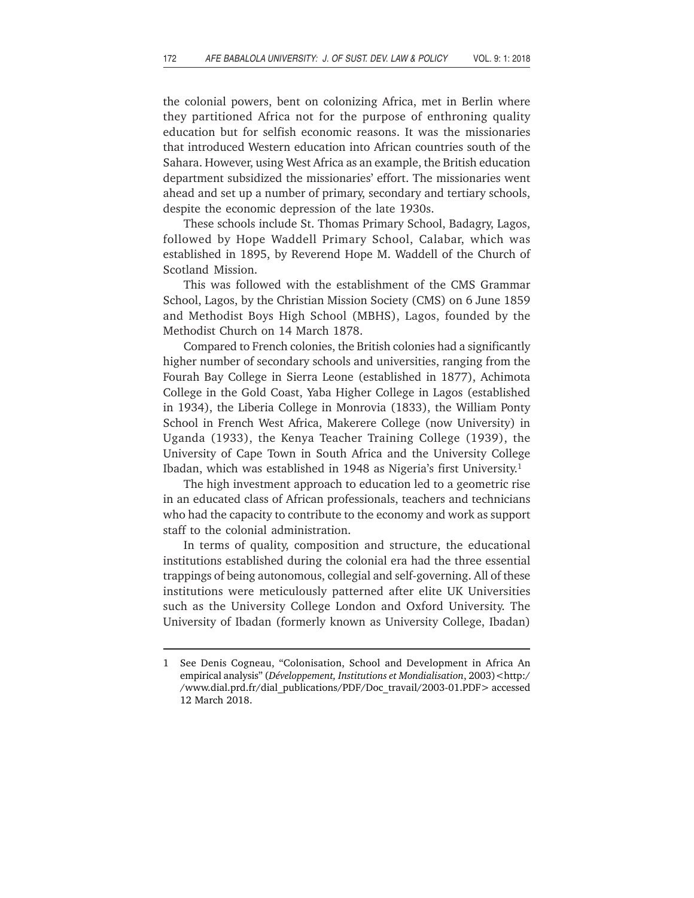the colonial powers, bent on colonizing Africa, met in Berlin where they partitioned Africa not for the purpose of enthroning quality education but for selfish economic reasons. It was the missionaries that introduced Western education into African countries south of the Sahara. However, using West Africa as an example, the British education department subsidized the missionaries' effort. The missionaries went ahead and set up a number of primary, secondary and tertiary schools, despite the economic depression of the late 1930s.

These schools include St. Thomas Primary School, Badagry, Lagos, followed by Hope Waddell Primary School, Calabar, which was established in 1895, by Reverend Hope M. Waddell of the Church of Scotland Mission.

This was followed with the establishment of the CMS Grammar School, Lagos, by the Christian Mission Society (CMS) on 6 June 1859 and Methodist Boys High School (MBHS), Lagos, founded by the Methodist Church on 14 March 1878.

Compared to French colonies, the British colonies had a significantly higher number of secondary schools and universities, ranging from the Fourah Bay College in Sierra Leone (established in 1877), Achimota College in the Gold Coast, Yaba Higher College in Lagos (established in 1934), the Liberia College in Monrovia (1833), the William Ponty School in French West Africa, Makerere College (now University) in Uganda (1933), the Kenya Teacher Training College (1939), the University of Cape Town in South Africa and the University College Ibadan, which was established in 1948 as Nigeria's first University.[1]

The high investment approach to education led to a geometric rise in an educated class of African professionals, teachers and technicians who had the capacity to contribute to the economy and work as support staff to the colonial administration.

In terms of quality, composition and structure, the educational institutions established during the colonial era had the three essential trappings of being autonomous, collegial and self-governing. All of these institutions were meticulously patterned after elite UK Universities such as the University College London and Oxford University. The University of Ibadan (formerly known as University College, Ibadan)

---

1 See Denis Cogneau, "Colonisation, School and Development in Africa An empirical analysis" (*Développement, Institutions et Mondialisation*, 2003)<http://www.dial.prd.fr/dial_publications/PDF/Doc_travail/2003-01.PDF> accessed 12 March 2018.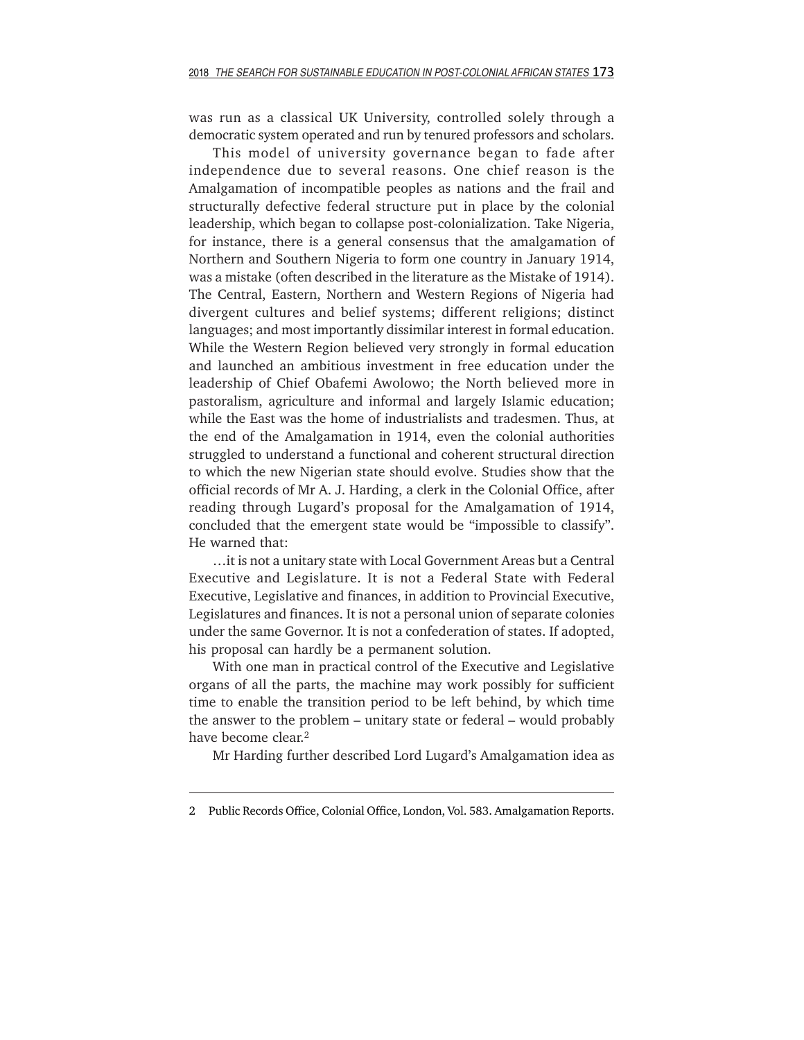was run as a classical UK University, controlled solely through a democratic system operated and run by tenured professors and scholars.

This model of university governance began to fade after independence due to several reasons. One chief reason is the Amalgamation of incompatible peoples as nations and the frail and structurally defective federal structure put in place by the colonial leadership, which began to collapse post-colonialization. Take Nigeria, for instance, there is a general consensus that the amalgamation of Northern and Southern Nigeria to form one country in January 1914, was a mistake (often described in the literature as the Mistake of 1914). The Central, Eastern, Northern and Western Regions of Nigeria had divergent cultures and belief systems; different religions; distinct languages; and most importantly dissimilar interest in formal education. While the Western Region believed very strongly in formal education and launched an ambitious investment in free education under the leadership of Chief Obafemi Awolowo; the North believed more in pastoralism, agriculture and informal and largely Islamic education; while the East was the home of industrialists and tradesmen. Thus, at the end of the Amalgamation in 1914, even the colonial authorities struggled to understand a functional and coherent structural direction to which the new Nigerian state should evolve. Studies show that the official records of Mr A. J. Harding, a clerk in the Colonial Office, after reading through Lugard's proposal for the Amalgamation of 1914, concluded that the emergent state would be "impossible to classify". He warned that:

…it is not a unitary state with Local Government Areas but a Central Executive and Legislature. It is not a Federal State with Federal Executive, Legislative and finances, in addition to Provincial Executive, Legislatures and finances. It is not a personal union of separate colonies under the same Governor. It is not a confederation of states. If adopted, his proposal can hardly be a permanent solution.

With one man in practical control of the Executive and Legislative organs of all the parts, the machine may work possibly for sufficient time to enable the transition period to be left behind, by which time the answer to the problem – unitary state or federal – would probably have become clear.[2]

Mr Harding further described Lord Lugard's Amalgamation idea as

---

2 Public Records Office, Colonial Office, London, Vol. 583. Amalgamation Reports.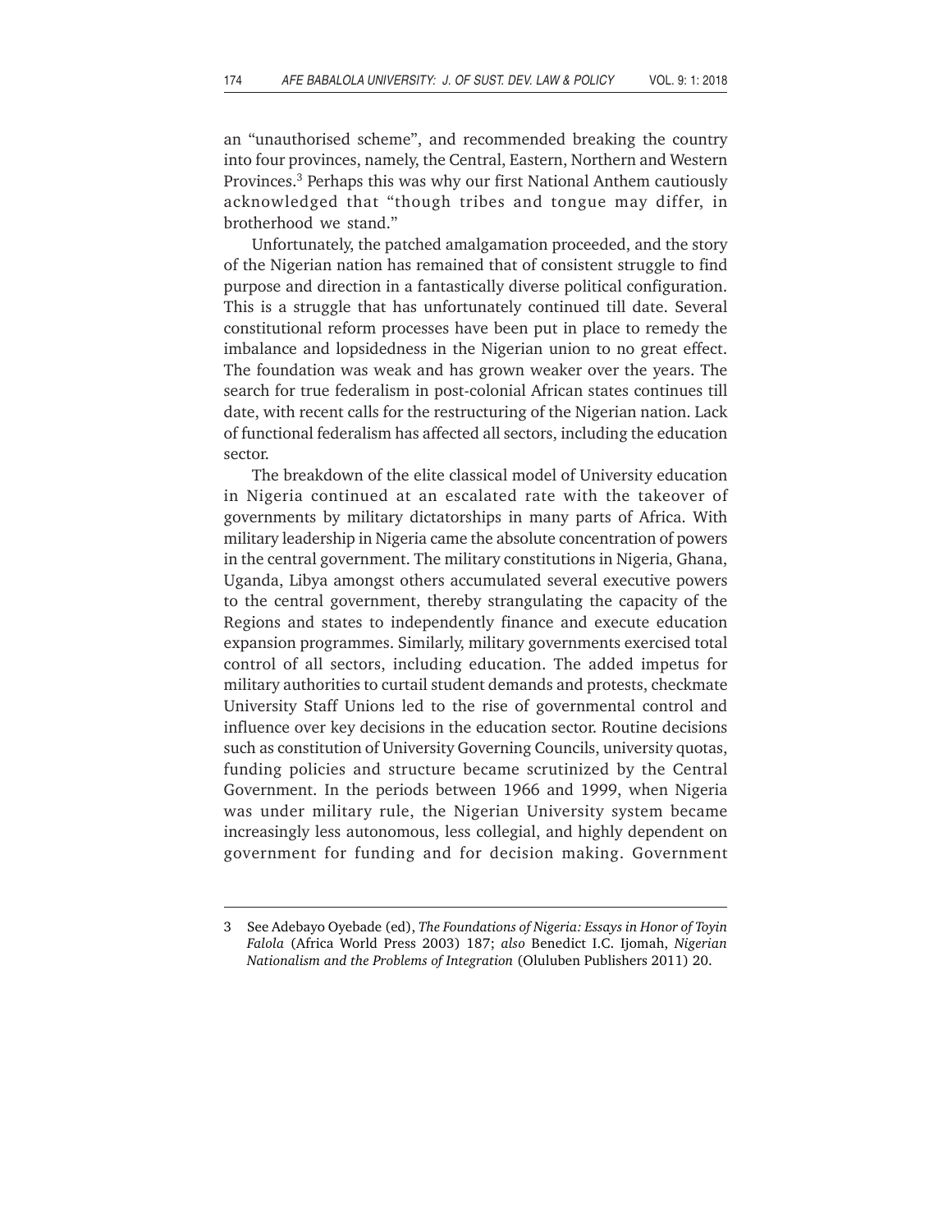an "unauthorised scheme", and recommended breaking the country into four provinces, namely, the Central, Eastern, Northern and Western Provinces.[3] Perhaps this was why our first National Anthem cautiously acknowledged that "though tribes and tongue may differ, in brotherhood we stand."

Unfortunately, the patched amalgamation proceeded, and the story of the Nigerian nation has remained that of consistent struggle to find purpose and direction in a fantastically diverse political configuration. This is a struggle that has unfortunately continued till date. Several constitutional reform processes have been put in place to remedy the imbalance and lopsidedness in the Nigerian union to no great effect. The foundation was weak and has grown weaker over the years. The search for true federalism in post-colonial African states continues till date, with recent calls for the restructuring of the Nigerian nation. Lack of functional federalism has affected all sectors, including the education sector.

The breakdown of the elite classical model of University education in Nigeria continued at an escalated rate with the takeover of governments by military dictatorships in many parts of Africa. With military leadership in Nigeria came the absolute concentration of powers in the central government. The military constitutions in Nigeria, Ghana, Uganda, Libya amongst others accumulated several executive powers to the central government, thereby strangulating the capacity of the Regions and states to independently finance and execute education expansion programmes. Similarly, military governments exercised total control of all sectors, including education. The added impetus for military authorities to curtail student demands and protests, checkmate University Staff Unions led to the rise of governmental control and influence over key decisions in the education sector. Routine decisions such as constitution of University Governing Councils, university quotas, funding policies and structure became scrutinized by the Central Government. In the periods between 1966 and 1999, when Nigeria was under military rule, the Nigerian University system became increasingly less autonomous, less collegial, and highly dependent on government for funding and for decision making. Government

---

3 See Adebayo Oyebade (ed), *The Foundations of Nigeria: Essays in Honor of Toyin Falola* (Africa World Press 2003) 187; *also* Benedict I.C. Ijomah, *Nigerian Nationalism and the Problems of Integration* (Oluluben Publishers 2011) 20.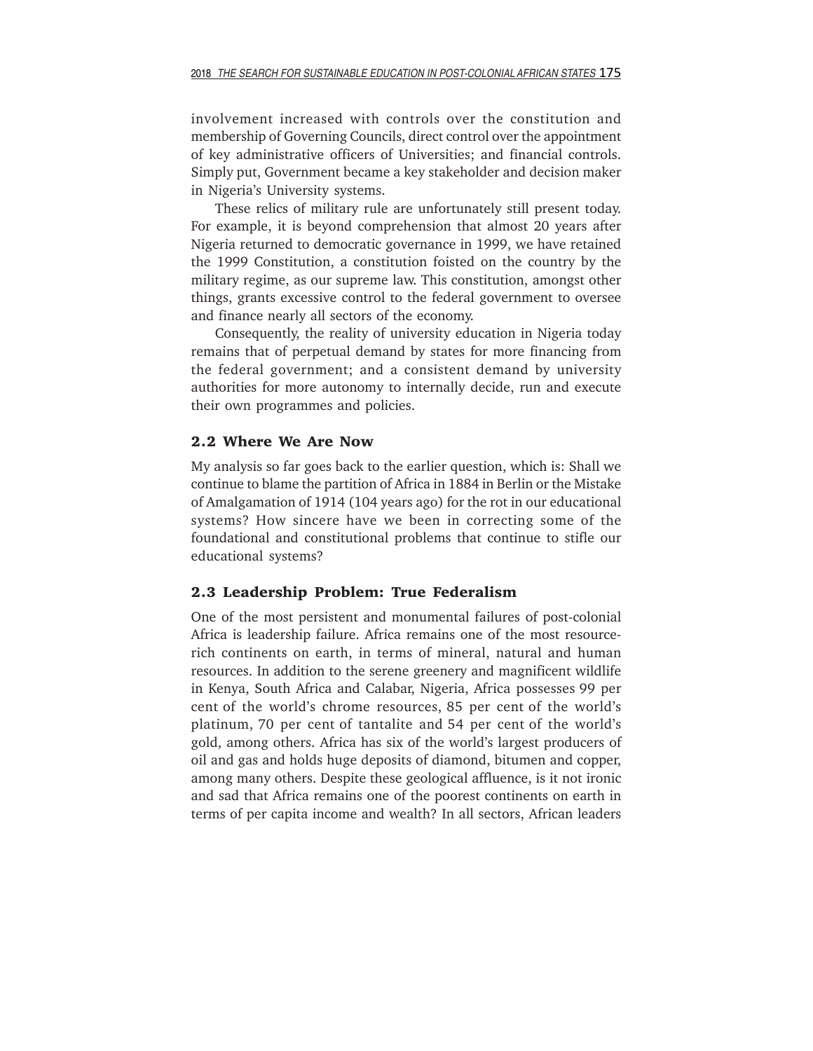involvement increased with controls over the constitution and membership of Governing Councils, direct control over the appointment of key administrative officers of Universities; and financial controls. Simply put, Government became a key stakeholder and decision maker in Nigeria's University systems.

These relics of military rule are unfortunately still present today. For example, it is beyond comprehension that almost 20 years after Nigeria returned to democratic governance in 1999, we have retained the 1999 Constitution, a constitution foisted on the country by the military regime, as our supreme law. This constitution, amongst other things, grants excessive control to the federal government to oversee and finance nearly all sectors of the economy.

Consequently, the reality of university education in Nigeria today remains that of perpetual demand by states for more financing from the federal government; and a consistent demand by university authorities for more autonomy to internally decide, run and execute their own programmes and policies.

## 2.2 Where We Are Now

My analysis so far goes back to the earlier question, which is: Shall we continue to blame the partition of Africa in 1884 in Berlin or the Mistake of Amalgamation of 1914 (104 years ago) for the rot in our educational systems? How sincere have we been in correcting some of the foundational and constitutional problems that continue to stifle our educational systems?

## 2.3 Leadership Problem: True Federalism

One of the most persistent and monumental failures of post-colonial Africa is leadership failure. Africa remains one of the most resource-rich continents on earth, in terms of mineral, natural and human resources. In addition to the serene greenery and magnificent wildlife in Kenya, South Africa and Calabar, Nigeria, Africa possesses 99 per cent of the world's chrome resources, 85 per cent of the world's platinum, 70 per cent of tantalite and 54 per cent of the world's gold, among others. Africa has six of the world's largest producers of oil and gas and holds huge deposits of diamond, bitumen and copper, among many others. Despite these geological affluence, is it not ironic and sad that Africa remains one of the poorest continents on earth in terms of per capita income and wealth? In all sectors, African leaders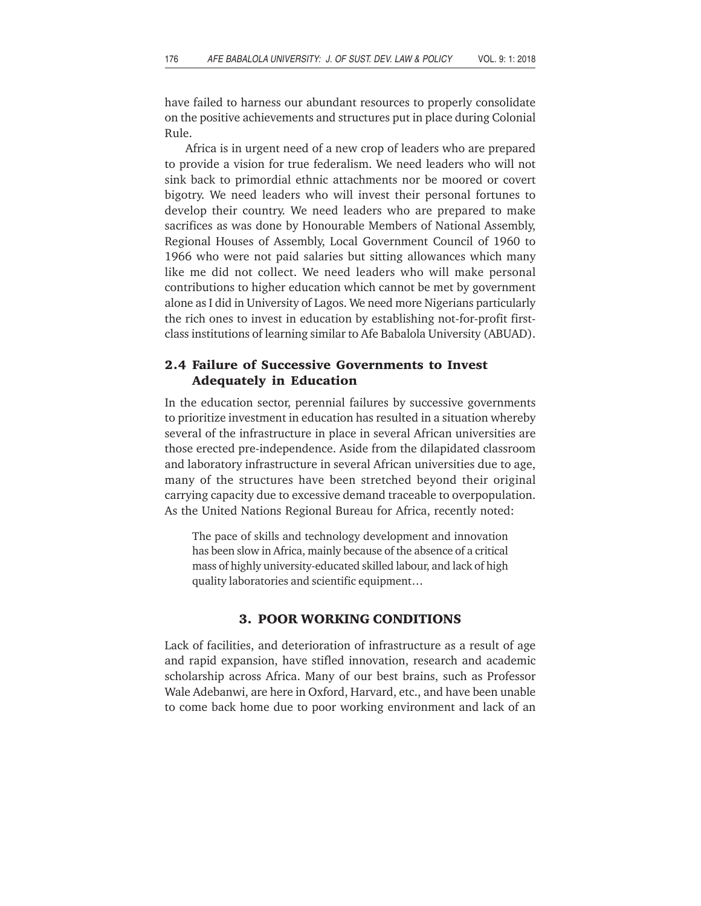have failed to harness our abundant resources to properly consolidate on the positive achievements and structures put in place during Colonial Rule.

Africa is in urgent need of a new crop of leaders who are prepared to provide a vision for true federalism. We need leaders who will not sink back to primordial ethnic attachments nor be moored or covert bigotry. We need leaders who will invest their personal fortunes to develop their country. We need leaders who are prepared to make sacrifices as was done by Honourable Members of National Assembly, Regional Houses of Assembly, Local Government Council of 1960 to 1966 who were not paid salaries but sitting allowances which many like me did not collect. We need leaders who will make personal contributions to higher education which cannot be met by government alone as I did in University of Lagos. We need more Nigerians particularly the rich ones to invest in education by establishing not-for-profit first-class institutions of learning similar to Afe Babalola University (ABUAD).

### 2.4 Failure of Successive Governments to Invest Adequately in Education

In the education sector, perennial failures by successive governments to prioritize investment in education has resulted in a situation whereby several of the infrastructure in place in several African universities are those erected pre-independence. Aside from the dilapidated classroom and laboratory infrastructure in several African universities due to age, many of the structures have been stretched beyond their original carrying capacity due to excessive demand traceable to overpopulation. As the United Nations Regional Bureau for Africa, recently noted:

> The pace of skills and technology development and innovation has been slow in Africa, mainly because of the absence of a critical mass of highly university-educated skilled labour, and lack of high quality laboratories and scientific equipment…

## 3. POOR WORKING CONDITIONS

Lack of facilities, and deterioration of infrastructure as a result of age and rapid expansion, have stifled innovation, research and academic scholarship across Africa. Many of our best brains, such as Professor Wale Adebanwi, are here in Oxford, Harvard, etc., and have been unable to come back home due to poor working environment and lack of an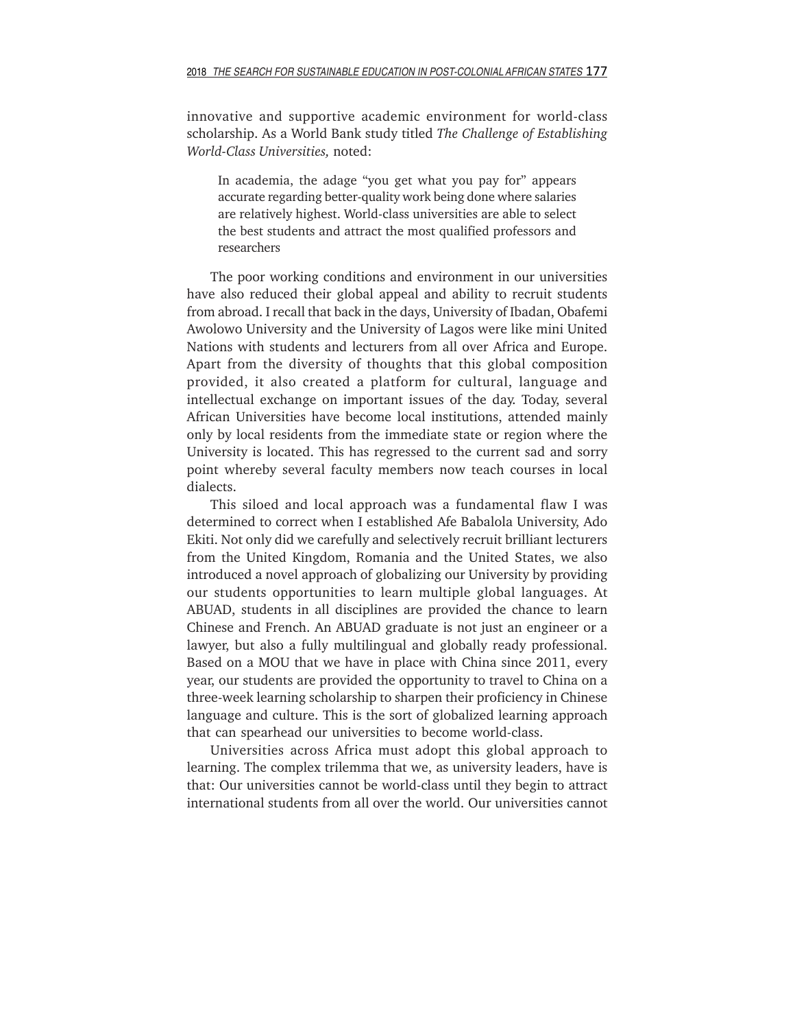innovative and supportive academic environment for world-class scholarship. As a World Bank study titled *The Challenge of Establishing World-Class Universities,* noted:

> In academia, the adage "you get what you pay for" appears accurate regarding better-quality work being done where salaries are relatively highest. World-class universities are able to select the best students and attract the most qualified professors and researchers

The poor working conditions and environment in our universities have also reduced their global appeal and ability to recruit students from abroad. I recall that back in the days, University of Ibadan, Obafemi Awolowo University and the University of Lagos were like mini United Nations with students and lecturers from all over Africa and Europe. Apart from the diversity of thoughts that this global composition provided, it also created a platform for cultural, language and intellectual exchange on important issues of the day. Today, several African Universities have become local institutions, attended mainly only by local residents from the immediate state or region where the University is located. This has regressed to the current sad and sorry point whereby several faculty members now teach courses in local dialects.

This siloed and local approach was a fundamental flaw I was determined to correct when I established Afe Babalola University, Ado Ekiti. Not only did we carefully and selectively recruit brilliant lecturers from the United Kingdom, Romania and the United States, we also introduced a novel approach of globalizing our University by providing our students opportunities to learn multiple global languages. At ABUAD, students in all disciplines are provided the chance to learn Chinese and French. An ABUAD graduate is not just an engineer or a lawyer, but also a fully multilingual and globally ready professional. Based on a MOU that we have in place with China since 2011, every year, our students are provided the opportunity to travel to China on a three-week learning scholarship to sharpen their proficiency in Chinese language and culture. This is the sort of globalized learning approach that can spearhead our universities to become world-class.

Universities across Africa must adopt this global approach to learning. The complex trilemma that we, as university leaders, have is that: Our universities cannot be world-class until they begin to attract international students from all over the world. Our universities cannot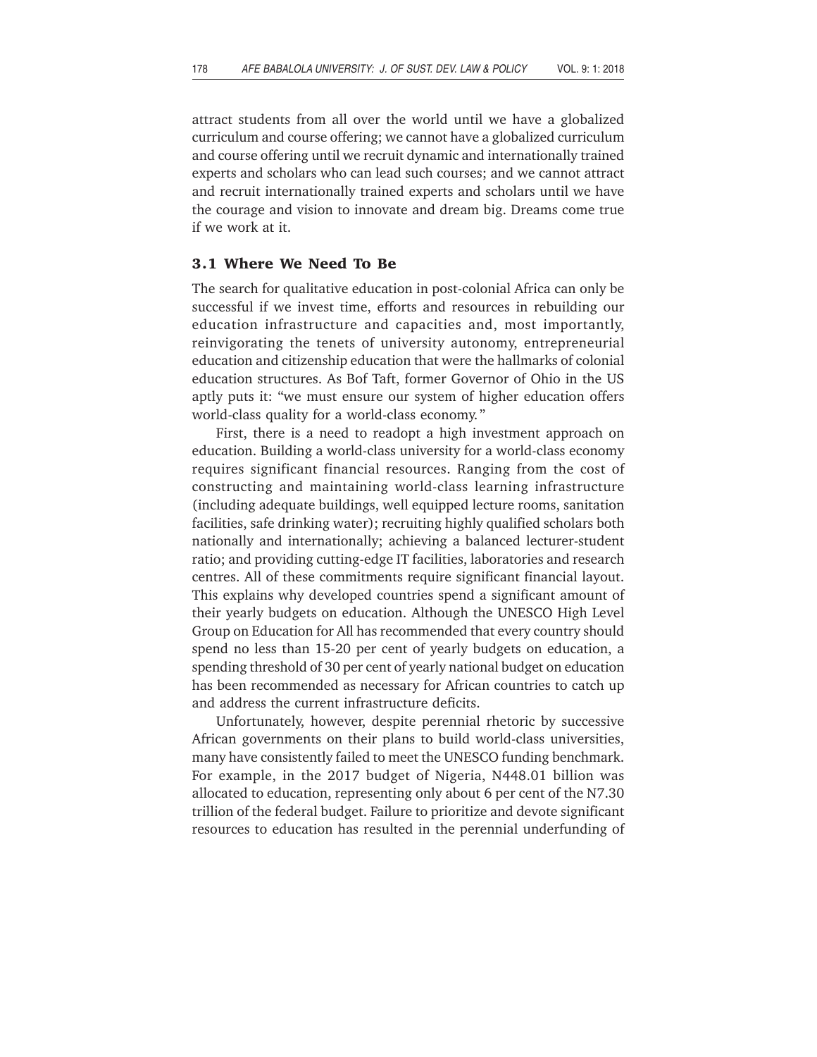attract students from all over the world until we have a globalized curriculum and course offering; we cannot have a globalized curriculum and course offering until we recruit dynamic and internationally trained experts and scholars who can lead such courses; and we cannot attract and recruit internationally trained experts and scholars until we have the courage and vision to innovate and dream big. Dreams come true if we work at it.

### 3.1 Where We Need To Be

The search for qualitative education in post-colonial Africa can only be successful if we invest time, efforts and resources in rebuilding our education infrastructure and capacities and, most importantly, reinvigorating the tenets of university autonomy, entrepreneurial education and citizenship education that were the hallmarks of colonial education structures. As Bof Taft, former Governor of Ohio in the US aptly puts it: "we must ensure our system of higher education offers world-class quality for a world-class economy."

First, there is a need to readopt a high investment approach on education. Building a world-class university for a world-class economy requires significant financial resources. Ranging from the cost of constructing and maintaining world-class learning infrastructure (including adequate buildings, well equipped lecture rooms, sanitation facilities, safe drinking water); recruiting highly qualified scholars both nationally and internationally; achieving a balanced lecturer-student ratio; and providing cutting-edge IT facilities, laboratories and research centres. All of these commitments require significant financial layout. This explains why developed countries spend a significant amount of their yearly budgets on education. Although the UNESCO High Level Group on Education for All has recommended that every country should spend no less than 15-20 per cent of yearly budgets on education, a spending threshold of 30 per cent of yearly national budget on education has been recommended as necessary for African countries to catch up and address the current infrastructure deficits.

Unfortunately, however, despite perennial rhetoric by successive African governments on their plans to build world-class universities, many have consistently failed to meet the UNESCO funding benchmark. For example, in the 2017 budget of Nigeria, N448.01 billion was allocated to education, representing only about 6 per cent of the N7.30 trillion of the federal budget. Failure to prioritize and devote significant resources to education has resulted in the perennial underfunding of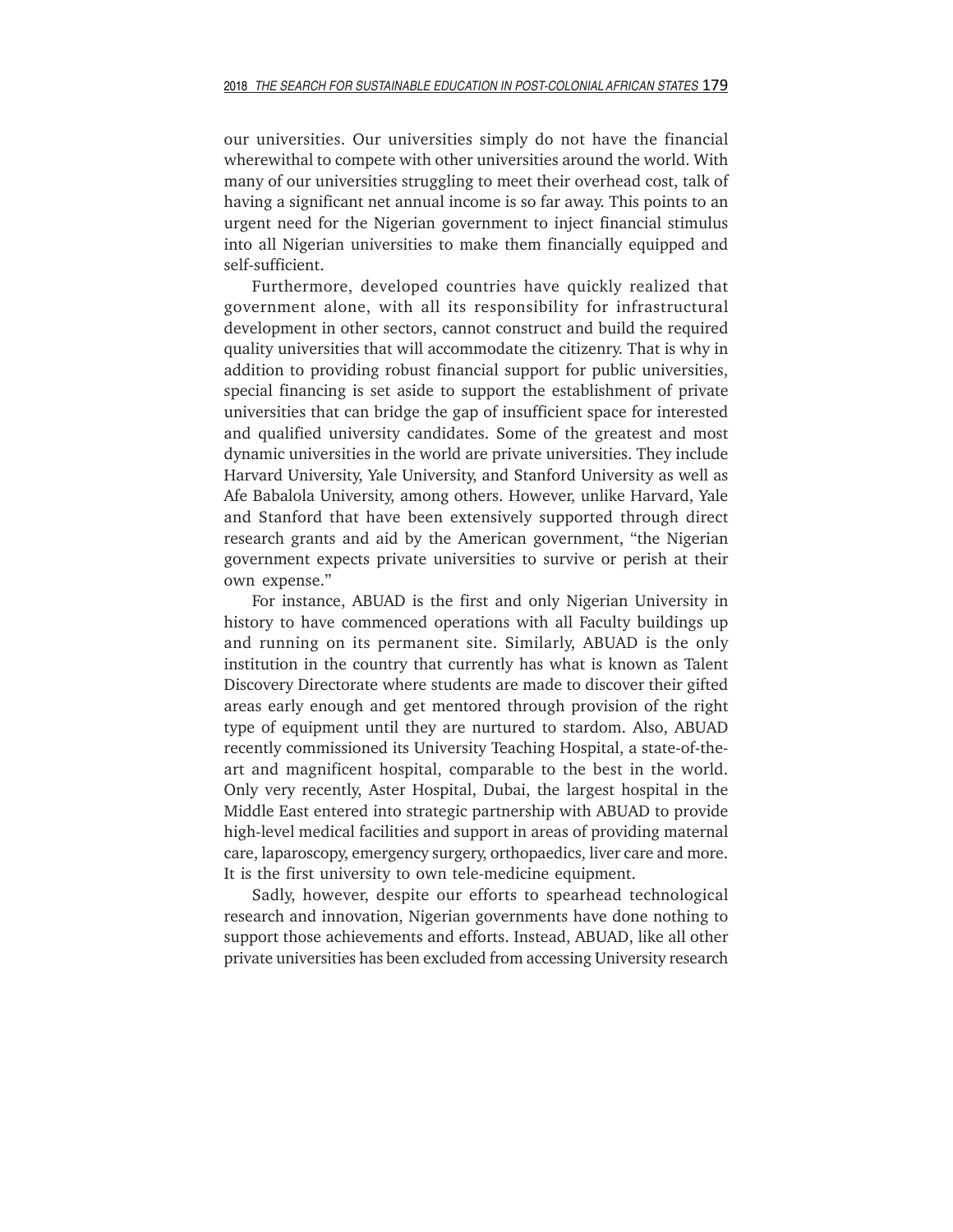our universities. Our universities simply do not have the financial wherewithal to compete with other universities around the world. With many of our universities struggling to meet their overhead cost, talk of having a significant net annual income is so far away. This points to an urgent need for the Nigerian government to inject financial stimulus into all Nigerian universities to make them financially equipped and self-sufficient.

Furthermore, developed countries have quickly realized that government alone, with all its responsibility for infrastructural development in other sectors, cannot construct and build the required quality universities that will accommodate the citizenry. That is why in addition to providing robust financial support for public universities, special financing is set aside to support the establishment of private universities that can bridge the gap of insufficient space for interested and qualified university candidates. Some of the greatest and most dynamic universities in the world are private universities. They include Harvard University, Yale University, and Stanford University as well as Afe Babalola University, among others. However, unlike Harvard, Yale and Stanford that have been extensively supported through direct research grants and aid by the American government, "the Nigerian government expects private universities to survive or perish at their own expense."

For instance, ABUAD is the first and only Nigerian University in history to have commenced operations with all Faculty buildings up and running on its permanent site. Similarly, ABUAD is the only institution in the country that currently has what is known as Talent Discovery Directorate where students are made to discover their gifted areas early enough and get mentored through provision of the right type of equipment until they are nurtured to stardom. Also, ABUAD recently commissioned its University Teaching Hospital, a state-of-the-art and magnificent hospital, comparable to the best in the world. Only very recently, Aster Hospital, Dubai, the largest hospital in the Middle East entered into strategic partnership with ABUAD to provide high-level medical facilities and support in areas of providing maternal care, laparoscopy, emergency surgery, orthopaedics, liver care and more. It is the first university to own tele-medicine equipment.

Sadly, however, despite our efforts to spearhead technological research and innovation, Nigerian governments have done nothing to support those achievements and efforts. Instead, ABUAD, like all other private universities has been excluded from accessing University research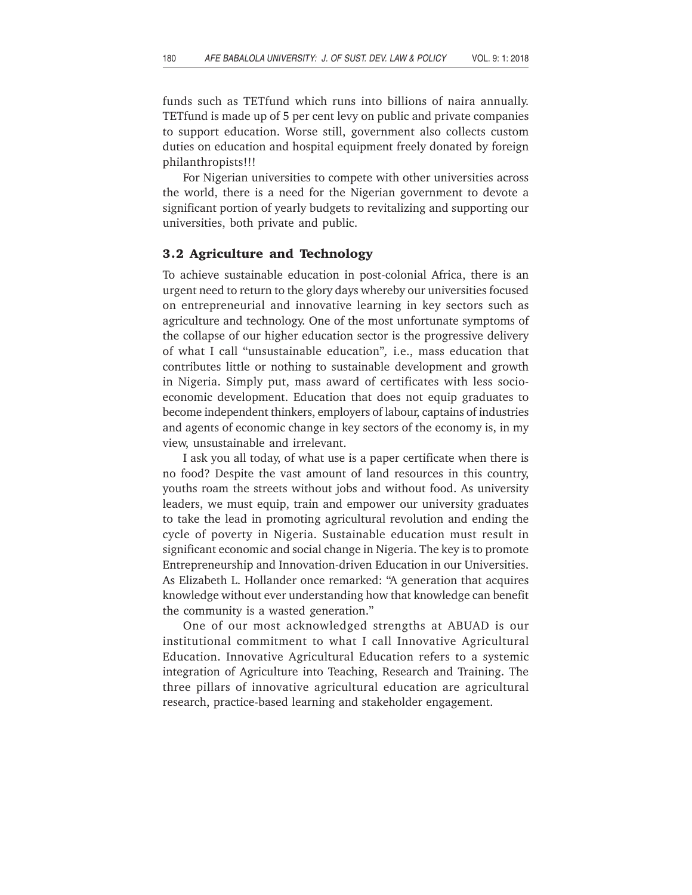funds such as TETfund which runs into billions of naira annually. TETfund is made up of 5 per cent levy on public and private companies to support education. Worse still, government also collects custom duties on education and hospital equipment freely donated by foreign philanthropists!!!

For Nigerian universities to compete with other universities across the world, there is a need for the Nigerian government to devote a significant portion of yearly budgets to revitalizing and supporting our universities, both private and public.

### 3.2 Agriculture and Technology

To achieve sustainable education in post-colonial Africa, there is an urgent need to return to the glory days whereby our universities focused on entrepreneurial and innovative learning in key sectors such as agriculture and technology. One of the most unfortunate symptoms of the collapse of our higher education sector is the progressive delivery of what I call "unsustainable education", i.e., mass education that contributes little or nothing to sustainable development and growth in Nigeria. Simply put, mass award of certificates with less socio-economic development. Education that does not equip graduates to become independent thinkers, employers of labour, captains of industries and agents of economic change in key sectors of the economy is, in my view, unsustainable and irrelevant.

I ask you all today, of what use is a paper certificate when there is no food? Despite the vast amount of land resources in this country, youths roam the streets without jobs and without food. As university leaders, we must equip, train and empower our university graduates to take the lead in promoting agricultural revolution and ending the cycle of poverty in Nigeria. Sustainable education must result in significant economic and social change in Nigeria. The key is to promote Entrepreneurship and Innovation-driven Education in our Universities. As Elizabeth L. Hollander once remarked: "A generation that acquires knowledge without ever understanding how that knowledge can benefit the community is a wasted generation."

One of our most acknowledged strengths at ABUAD is our institutional commitment to what I call Innovative Agricultural Education. Innovative Agricultural Education refers to a systemic integration of Agriculture into Teaching, Research and Training. The three pillars of innovative agricultural education are agricultural research, practice-based learning and stakeholder engagement.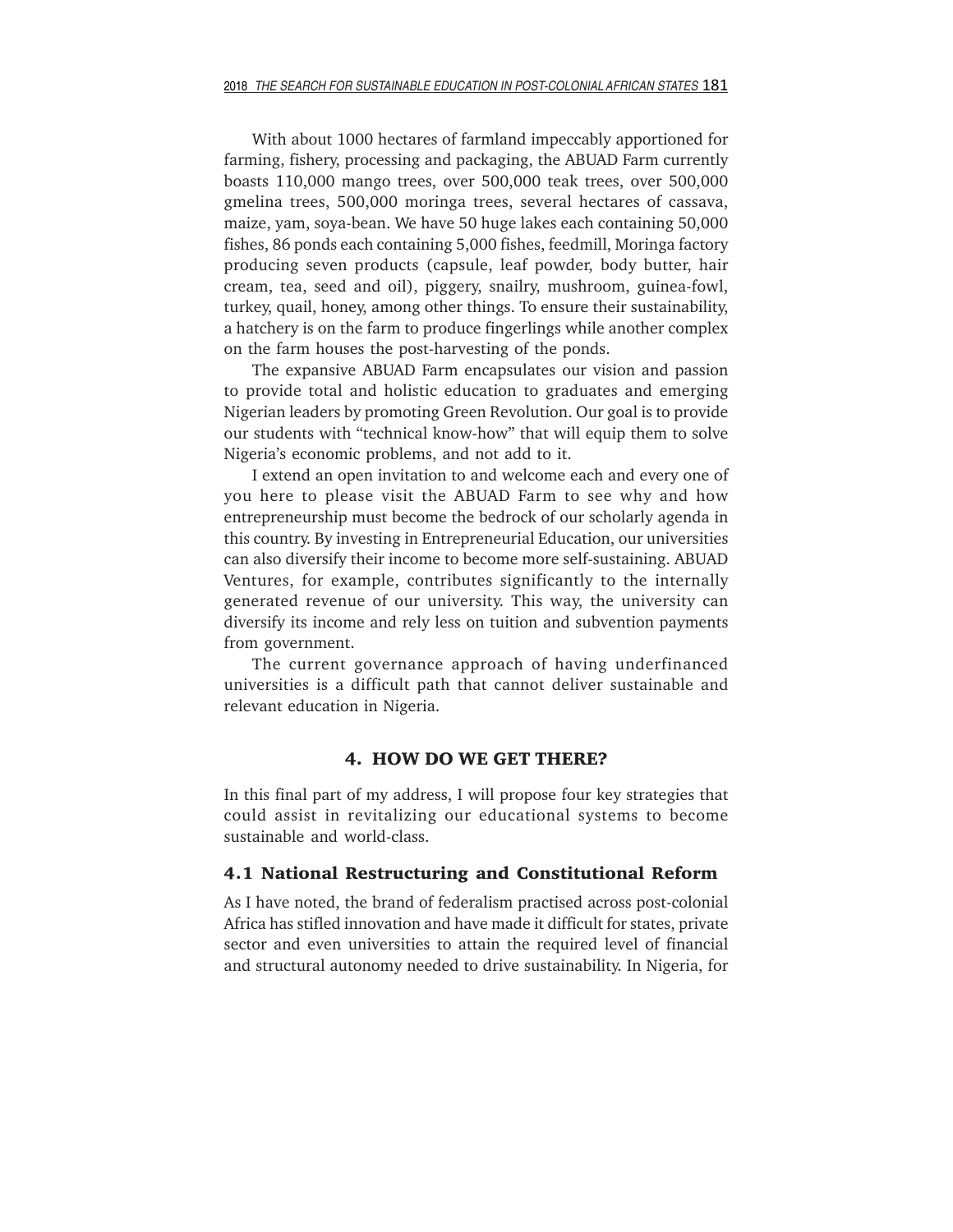With about 1000 hectares of farmland impeccably apportioned for farming, fishery, processing and packaging, the ABUAD Farm currently boasts 110,000 mango trees, over 500,000 teak trees, over 500,000 gmelina trees, 500,000 moringa trees, several hectares of cassava, maize, yam, soya-bean. We have 50 huge lakes each containing 50,000 fishes, 86 ponds each containing 5,000 fishes, feedmill, Moringa factory producing seven products (capsule, leaf powder, body butter, hair cream, tea, seed and oil), piggery, snailry, mushroom, guinea-fowl, turkey, quail, honey, among other things. To ensure their sustainability, a hatchery is on the farm to produce fingerlings while another complex on the farm houses the post-harvesting of the ponds.

The expansive ABUAD Farm encapsulates our vision and passion to provide total and holistic education to graduates and emerging Nigerian leaders by promoting Green Revolution. Our goal is to provide our students with "technical know-how" that will equip them to solve Nigeria's economic problems, and not add to it.

I extend an open invitation to and welcome each and every one of you here to please visit the ABUAD Farm to see why and how entrepreneurship must become the bedrock of our scholarly agenda in this country. By investing in Entrepreneurial Education, our universities can also diversify their income to become more self-sustaining. ABUAD Ventures, for example, contributes significantly to the internally generated revenue of our university. This way, the university can diversify its income and rely less on tuition and subvention payments from government.

The current governance approach of having underfinanced universities is a difficult path that cannot deliver sustainable and relevant education in Nigeria.

## 4. HOW DO WE GET THERE?

In this final part of my address, I will propose four key strategies that could assist in revitalizing our educational systems to become sustainable and world-class.

### 4.1 National Restructuring and Constitutional Reform

As I have noted, the brand of federalism practised across post-colonial Africa has stifled innovation and have made it difficult for states, private sector and even universities to attain the required level of financial and structural autonomy needed to drive sustainability. In Nigeria, for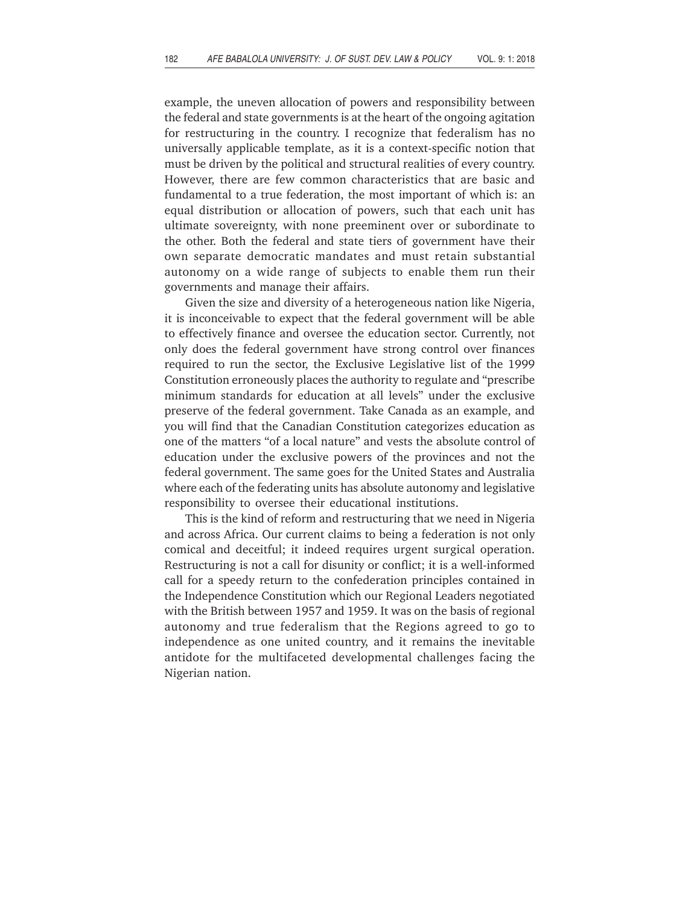example, the uneven allocation of powers and responsibility between the federal and state governments is at the heart of the ongoing agitation for restructuring in the country. I recognize that federalism has no universally applicable template, as it is a context-specific notion that must be driven by the political and structural realities of every country. However, there are few common characteristics that are basic and fundamental to a true federation, the most important of which is: an equal distribution or allocation of powers, such that each unit has ultimate sovereignty, with none preeminent over or subordinate to the other. Both the federal and state tiers of government have their own separate democratic mandates and must retain substantial autonomy on a wide range of subjects to enable them run their governments and manage their affairs.

Given the size and diversity of a heterogeneous nation like Nigeria, it is inconceivable to expect that the federal government will be able to effectively finance and oversee the education sector. Currently, not only does the federal government have strong control over finances required to run the sector, the Exclusive Legislative list of the 1999 Constitution erroneously places the authority to regulate and "prescribe minimum standards for education at all levels" under the exclusive preserve of the federal government. Take Canada as an example, and you will find that the Canadian Constitution categorizes education as one of the matters "of a local nature" and vests the absolute control of education under the exclusive powers of the provinces and not the federal government. The same goes for the United States and Australia where each of the federating units has absolute autonomy and legislative responsibility to oversee their educational institutions.

This is the kind of reform and restructuring that we need in Nigeria and across Africa. Our current claims to being a federation is not only comical and deceitful; it indeed requires urgent surgical operation. Restructuring is not a call for disunity or conflict; it is a well-informed call for a speedy return to the confederation principles contained in the Independence Constitution which our Regional Leaders negotiated with the British between 1957 and 1959. It was on the basis of regional autonomy and true federalism that the Regions agreed to go to independence as one united country, and it remains the inevitable antidote for the multifaceted developmental challenges facing the Nigerian nation.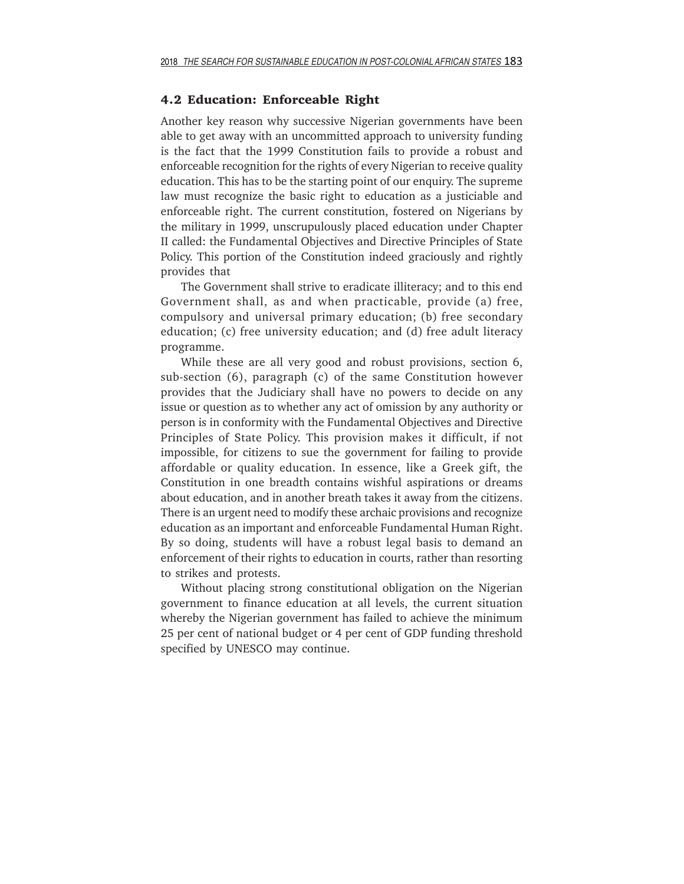## 4.2 Education: Enforceable Right

Another key reason why successive Nigerian governments have been able to get away with an uncommitted approach to university funding is the fact that the 1999 Constitution fails to provide a robust and enforceable recognition for the rights of every Nigerian to receive quality education. This has to be the starting point of our enquiry. The supreme law must recognize the basic right to education as a justiciable and enforceable right. The current constitution, fostered on Nigerians by the military in 1999, unscrupulously placed education under Chapter II called: the Fundamental Objectives and Directive Principles of State Policy. This portion of the Constitution indeed graciously and rightly provides that

The Government shall strive to eradicate illiteracy; and to this end Government shall, as and when practicable, provide (a) free, compulsory and universal primary education; (b) free secondary education; (c) free university education; and (d) free adult literacy programme.

While these are all very good and robust provisions, section 6, sub-section (6), paragraph (c) of the same Constitution however provides that the Judiciary shall have no powers to decide on any issue or question as to whether any act of omission by any authority or person is in conformity with the Fundamental Objectives and Directive Principles of State Policy. This provision makes it difficult, if not impossible, for citizens to sue the government for failing to provide affordable or quality education. In essence, like a Greek gift, the Constitution in one breadth contains wishful aspirations or dreams about education, and in another breath takes it away from the citizens. There is an urgent need to modify these archaic provisions and recognize education as an important and enforceable Fundamental Human Right. By so doing, students will have a robust legal basis to demand an enforcement of their rights to education in courts, rather than resorting to strikes and protests.

Without placing strong constitutional obligation on the Nigerian government to finance education at all levels, the current situation whereby the Nigerian government has failed to achieve the minimum 25 per cent of national budget or 4 per cent of GDP funding threshold specified by UNESCO may continue.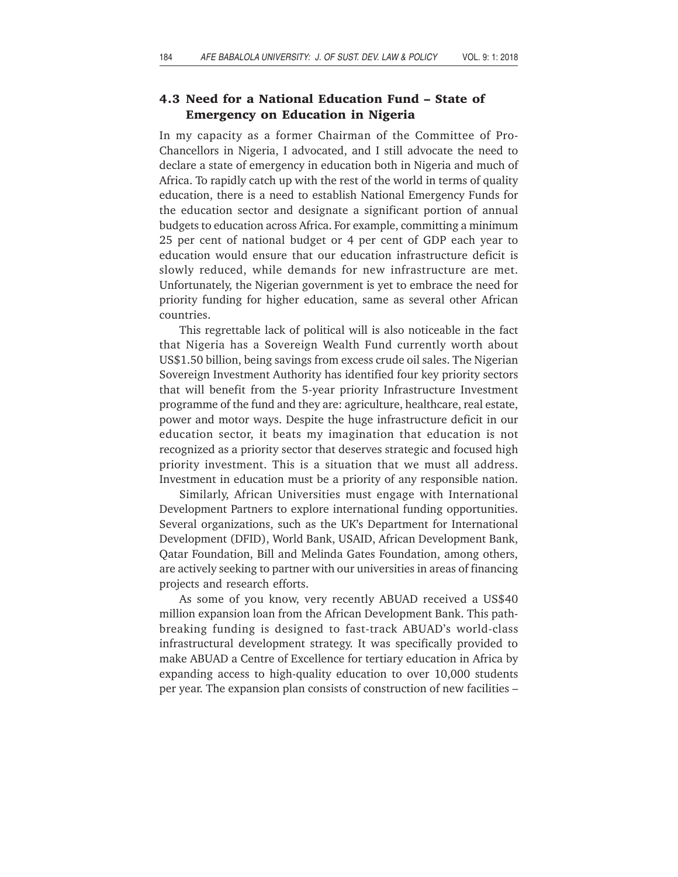### 4.3 Need for a National Education Fund – State of Emergency on Education in Nigeria

In my capacity as a former Chairman of the Committee of Pro-Chancellors in Nigeria, I advocated, and I still advocate the need to declare a state of emergency in education both in Nigeria and much of Africa. To rapidly catch up with the rest of the world in terms of quality education, there is a need to establish National Emergency Funds for the education sector and designate a significant portion of annual budgets to education across Africa. For example, committing a minimum 25 per cent of national budget or 4 per cent of GDP each year to education would ensure that our education infrastructure deficit is slowly reduced, while demands for new infrastructure are met. Unfortunately, the Nigerian government is yet to embrace the need for priority funding for higher education, same as several other African countries.

This regrettable lack of political will is also noticeable in the fact that Nigeria has a Sovereign Wealth Fund currently worth about US$1.50 billion, being savings from excess crude oil sales. The Nigerian Sovereign Investment Authority has identified four key priority sectors that will benefit from the 5-year priority Infrastructure Investment programme of the fund and they are: agriculture, healthcare, real estate, power and motor ways. Despite the huge infrastructure deficit in our education sector, it beats my imagination that education is not recognized as a priority sector that deserves strategic and focused high priority investment. This is a situation that we must all address. Investment in education must be a priority of any responsible nation.

Similarly, African Universities must engage with International Development Partners to explore international funding opportunities. Several organizations, such as the UK's Department for International Development (DFID), World Bank, USAID, African Development Bank, Qatar Foundation, Bill and Melinda Gates Foundation, among others, are actively seeking to partner with our universities in areas of financing projects and research efforts.

As some of you know, very recently ABUAD received a US$40 million expansion loan from the African Development Bank. This path-breaking funding is designed to fast-track ABUAD's world-class infrastructural development strategy. It was specifically provided to make ABUAD a Centre of Excellence for tertiary education in Africa by expanding access to high-quality education to over 10,000 students per year. The expansion plan consists of construction of new facilities –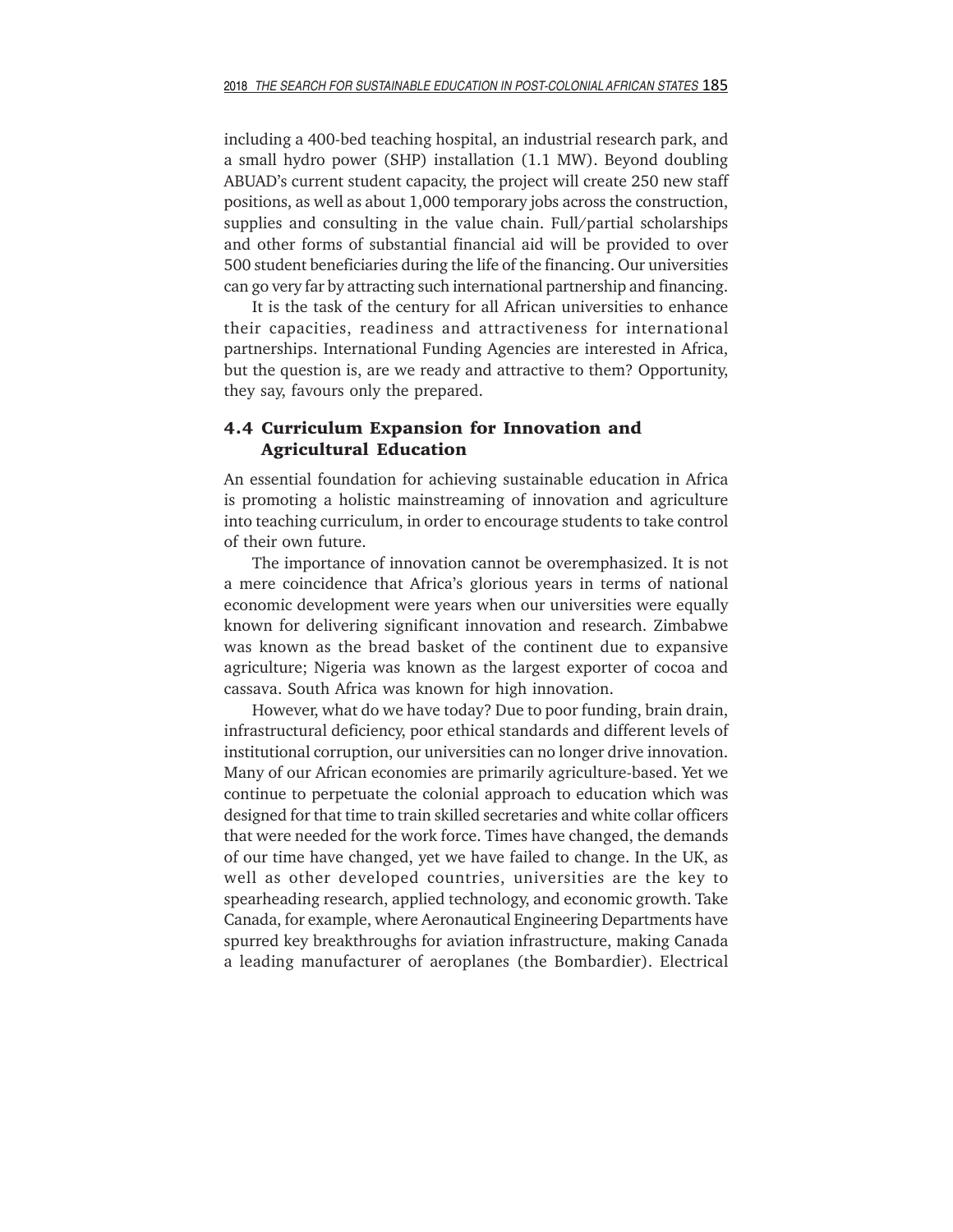including a 400-bed teaching hospital, an industrial research park, and a small hydro power (SHP) installation (1.1 MW). Beyond doubling ABUAD's current student capacity, the project will create 250 new staff positions, as well as about 1,000 temporary jobs across the construction, supplies and consulting in the value chain. Full/partial scholarships and other forms of substantial financial aid will be provided to over 500 student beneficiaries during the life of the financing. Our universities can go very far by attracting such international partnership and financing.

It is the task of the century for all African universities to enhance their capacities, readiness and attractiveness for international partnerships. International Funding Agencies are interested in Africa, but the question is, are we ready and attractive to them? Opportunity, they say, favours only the prepared.

### 4.4 Curriculum Expansion for Innovation and Agricultural Education

An essential foundation for achieving sustainable education in Africa is promoting a holistic mainstreaming of innovation and agriculture into teaching curriculum, in order to encourage students to take control of their own future.

The importance of innovation cannot be overemphasized. It is not a mere coincidence that Africa's glorious years in terms of national economic development were years when our universities were equally known for delivering significant innovation and research. Zimbabwe was known as the bread basket of the continent due to expansive agriculture; Nigeria was known as the largest exporter of cocoa and cassava. South Africa was known for high innovation.

However, what do we have today? Due to poor funding, brain drain, infrastructural deficiency, poor ethical standards and different levels of institutional corruption, our universities can no longer drive innovation. Many of our African economies are primarily agriculture-based. Yet we continue to perpetuate the colonial approach to education which was designed for that time to train skilled secretaries and white collar officers that were needed for the work force. Times have changed, the demands of our time have changed, yet we have failed to change. In the UK, as well as other developed countries, universities are the key to spearheading research, applied technology, and economic growth. Take Canada, for example, where Aeronautical Engineering Departments have spurred key breakthroughs for aviation infrastructure, making Canada a leading manufacturer of aeroplanes (the Bombardier). Electrical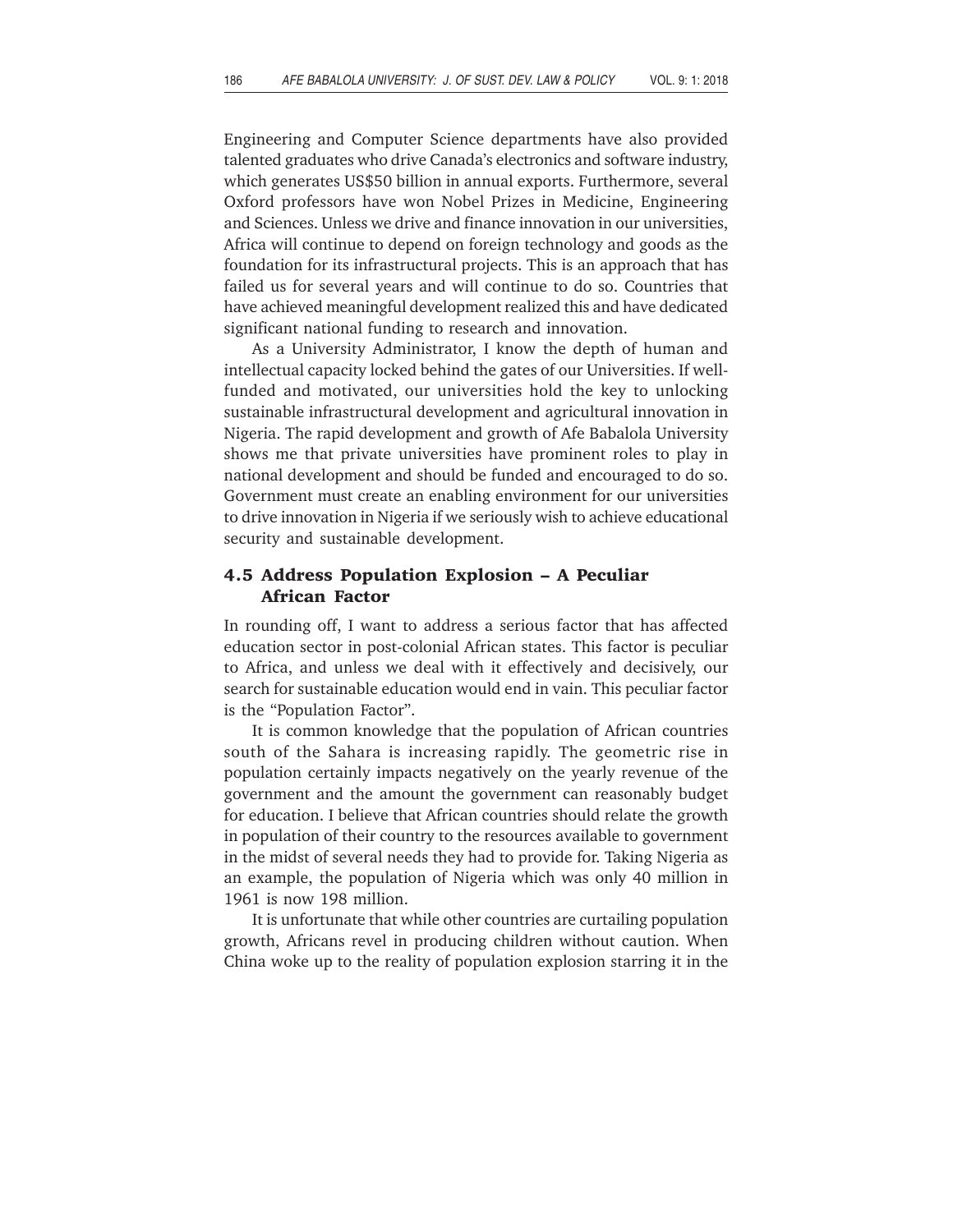Engineering and Computer Science departments have also provided talented graduates who drive Canada's electronics and software industry, which generates US$50 billion in annual exports. Furthermore, several Oxford professors have won Nobel Prizes in Medicine, Engineering and Sciences. Unless we drive and finance innovation in our universities, Africa will continue to depend on foreign technology and goods as the foundation for its infrastructural projects. This is an approach that has failed us for several years and will continue to do so. Countries that have achieved meaningful development realized this and have dedicated significant national funding to research and innovation.

As a University Administrator, I know the depth of human and intellectual capacity locked behind the gates of our Universities. If well-funded and motivated, our universities hold the key to unlocking sustainable infrastructural development and agricultural innovation in Nigeria. The rapid development and growth of Afe Babalola University shows me that private universities have prominent roles to play in national development and should be funded and encouraged to do so. Government must create an enabling environment for our universities to drive innovation in Nigeria if we seriously wish to achieve educational security and sustainable development.

### 4.5 Address Population Explosion – A Peculiar African Factor

In rounding off, I want to address a serious factor that has affected education sector in post-colonial African states. This factor is peculiar to Africa, and unless we deal with it effectively and decisively, our search for sustainable education would end in vain. This peculiar factor is the "Population Factor".

It is common knowledge that the population of African countries south of the Sahara is increasing rapidly. The geometric rise in population certainly impacts negatively on the yearly revenue of the government and the amount the government can reasonably budget for education. I believe that African countries should relate the growth in population of their country to the resources available to government in the midst of several needs they had to provide for. Taking Nigeria as an example, the population of Nigeria which was only 40 million in 1961 is now 198 million.

It is unfortunate that while other countries are curtailing population growth, Africans revel in producing children without caution. When China woke up to the reality of population explosion starring it in the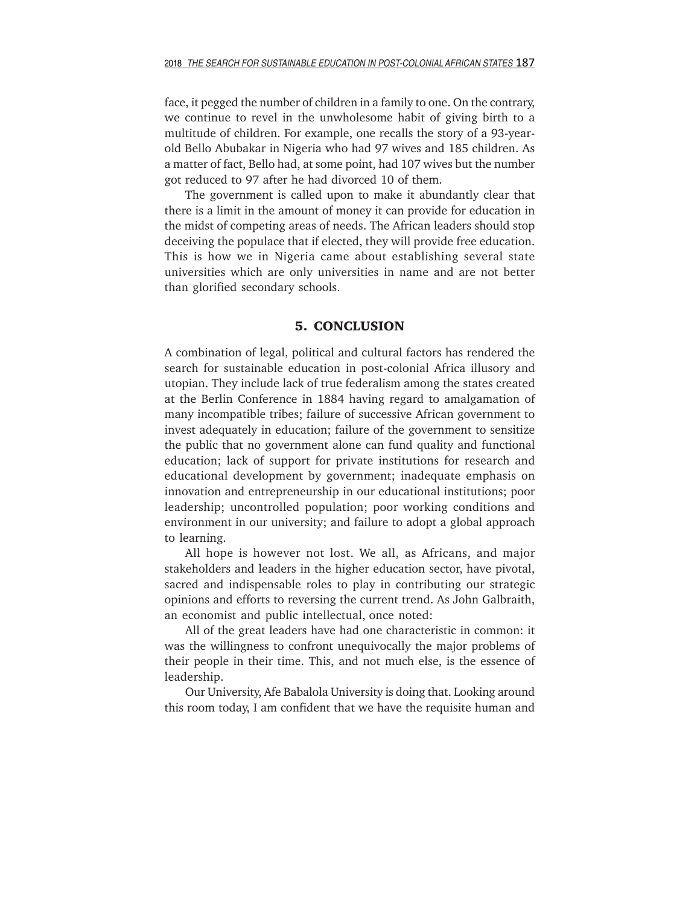face, it pegged the number of children in a family to one. On the contrary, we continue to revel in the unwholesome habit of giving birth to a multitude of children. For example, one recalls the story of a 93-year-old Bello Abubakar in Nigeria who had 97 wives and 185 children. As a matter of fact, Bello had, at some point, had 107 wives but the number got reduced to 97 after he had divorced 10 of them.

The government is called upon to make it abundantly clear that there is a limit in the amount of money it can provide for education in the midst of competing areas of needs. The African leaders should stop deceiving the populace that if elected, they will provide free education. This is how we in Nigeria came about establishing several state universities which are only universities in name and are not better than glorified secondary schools.

## 5. CONCLUSION

A combination of legal, political and cultural factors has rendered the search for sustainable education in post-colonial Africa illusory and utopian. They include lack of true federalism among the states created at the Berlin Conference in 1884 having regard to amalgamation of many incompatible tribes; failure of successive African government to invest adequately in education; failure of the government to sensitize the public that no government alone can fund quality and functional education; lack of support for private institutions for research and educational development by government; inadequate emphasis on innovation and entrepreneurship in our educational institutions; poor leadership; uncontrolled population; poor working conditions and environment in our university; and failure to adopt a global approach to learning.

All hope is however not lost. We all, as Africans, and major stakeholders and leaders in the higher education sector, have pivotal, sacred and indispensable roles to play in contributing our strategic opinions and efforts to reversing the current trend. As John Galbraith, an economist and public intellectual, once noted:

All of the great leaders have had one characteristic in common: it was the willingness to confront unequivocally the major problems of their people in their time. This, and not much else, is the essence of leadership.

Our University, Afe Babalola University is doing that. Looking around this room today, I am confident that we have the requisite human and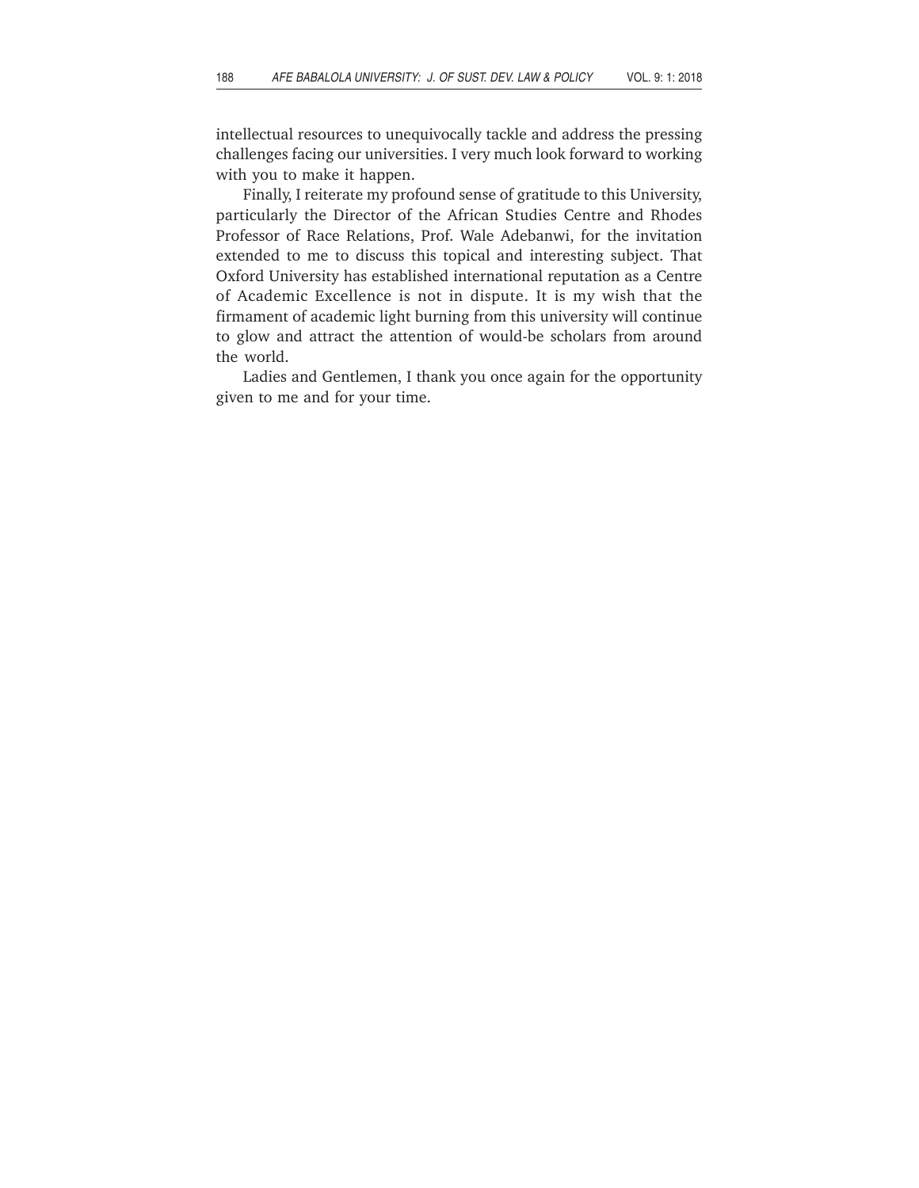intellectual resources to unequivocally tackle and address the pressing challenges facing our universities. I very much look forward to working with you to make it happen.

Finally, I reiterate my profound sense of gratitude to this University, particularly the Director of the African Studies Centre and Rhodes Professor of Race Relations, Prof. Wale Adebanwi, for the invitation extended to me to discuss this topical and interesting subject. That Oxford University has established international reputation as a Centre of Academic Excellence is not in dispute. It is my wish that the firmament of academic light burning from this university will continue to glow and attract the attention of would-be scholars from around the world.

Ladies and Gentlemen, I thank you once again for the opportunity given to me and for your time.